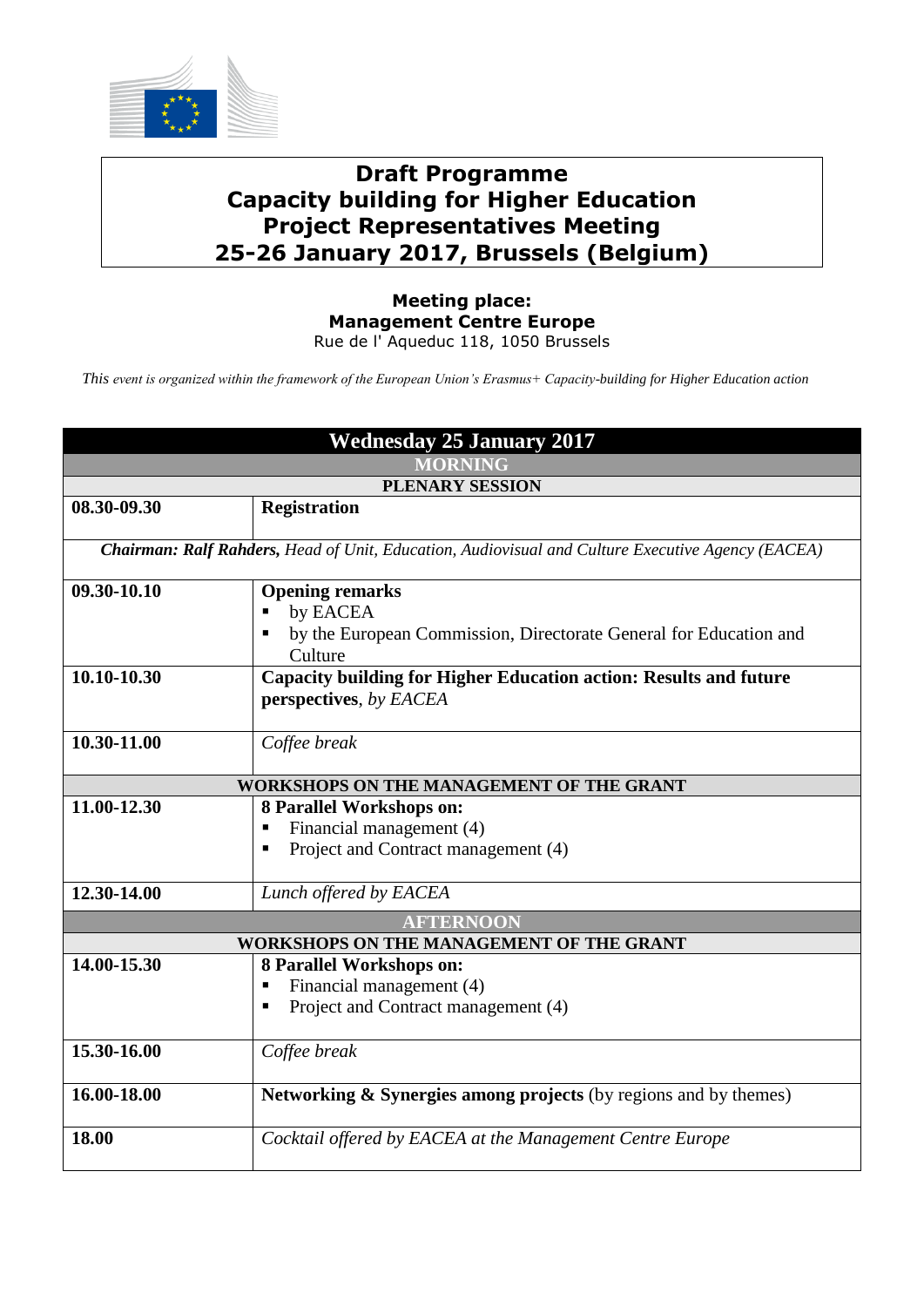# Draft Programme
# Capacity building for Higher Education
# Project Representatives Meeting
# 25-26 January 2017, Brussels (Belgium)

**Meeting place:**
**Management Centre Europe**
Rue de l' Aqueduc 118, 1050 Brussels

*This event is organized within the framework of the European Union's Erasmus+ Capacity-building for Higher Education action*

| **Wednesday 25 January 2017** | |
|---|---|
| **MORNING** | |
| **PLENARY SESSION** | |
| **08.30-09.30** | **Registration** |
| ***Chairman: Ralf Rahders**, Head of Unit, Education, Audiovisual and Culture Executive Agency (EACEA)* | |
| **09.30-10.10** | **Opening remarks**<br>▪ by EACEA<br>▪ by the European Commission, Directorate General for Education and Culture |
| **10.10-10.30** | **Capacity building for Higher Education action: Results and future perspectives**, *by EACEA* |
| **10.30-11.00** | *Coffee break* |
| **WORKSHOPS ON THE MANAGEMENT OF THE GRANT** | |
| **11.00-12.30** | **8 Parallel Workshops on:**<br>▪ Financial management (4)<br>▪ Project and Contract management (4) |
| **12.30-14.00** | *Lunch offered by EACEA* |
| **AFTERNOON** | |
| **WORKSHOPS ON THE MANAGEMENT OF THE GRANT** | |
| **14.00-15.30** | **8 Parallel Workshops on:**<br>▪ Financial management (4)<br>▪ Project and Contract management (4) |
| **15.30-16.00** | *Coffee break* |
| **16.00-18.00** | **Networking & Synergies among projects** (by regions and by themes) |
| **18.00** | *Cocktail offered by EACEA at the Management Centre Europe* |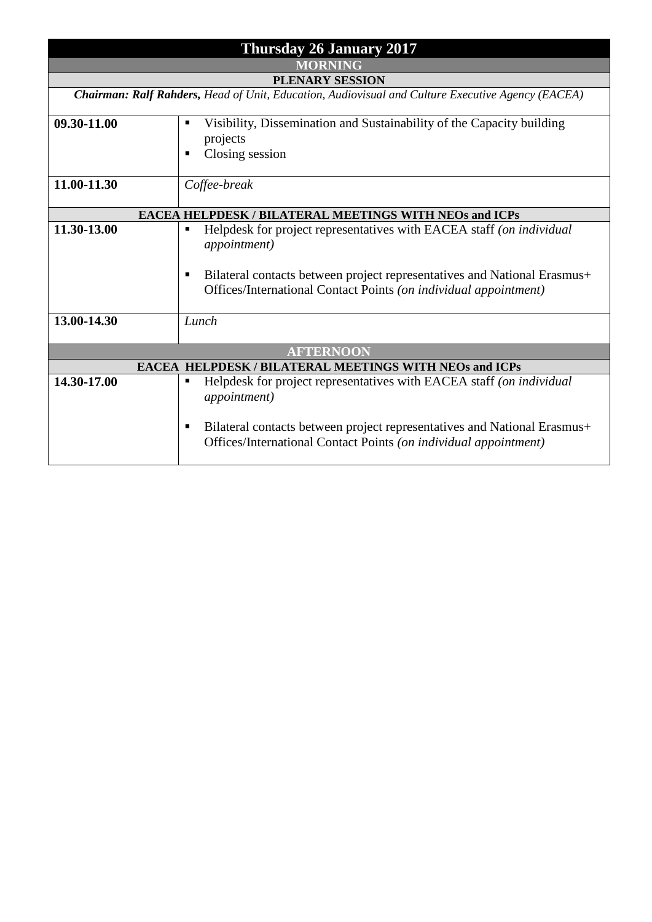| Thursday 26 January 2017 | |
|---|---|
| **MORNING** | |
| **PLENARY SESSION** | |
| ***Chairman: Ralf Rahders,*** *Head of Unit, Education, Audiovisual and Culture Executive Agency (EACEA)* | |
| **09.30-11.00** | ▪ Visibility, Dissemination and Sustainability of the Capacity building projects<br>▪ Closing session |
| **11.00-11.30** | *Coffee-break* |
| **EACEA HELPDESK / BILATERAL MEETINGS WITH NEOs and ICPs** | |
| **11.30-13.00** | ▪ Helpdesk for project representatives with EACEA staff *(on individual appointment)*<br>▪ Bilateral contacts between project representatives and National Erasmus+ Offices/International Contact Points *(on individual appointment)* |
| **13.00-14.30** | *Lunch* |
| **AFTERNOON** | |
| **EACEA HELPDESK / BILATERAL MEETINGS WITH NEOs and ICPs** | |
| **14.30-17.00** | ▪ Helpdesk for project representatives with EACEA staff *(on individual appointment)*<br>▪ Bilateral contacts between project representatives and National Erasmus+ Offices/International Contact Points *(on individual appointment)* |